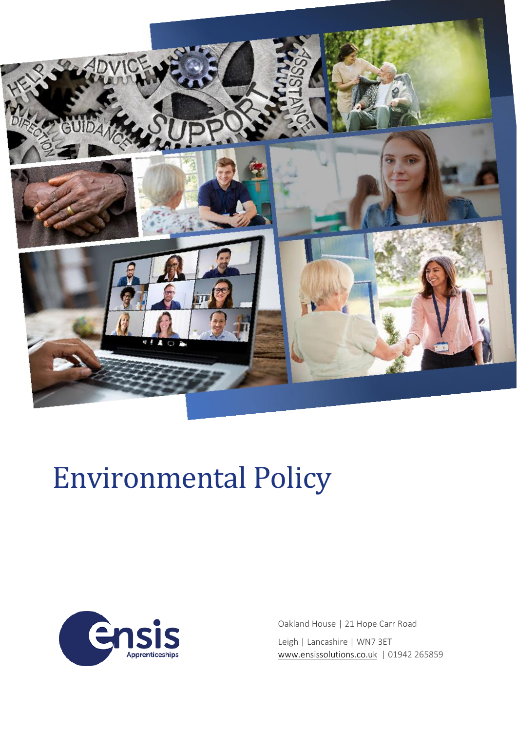# Environmental Policy

Oakland House | 21 Hope Carr Road

Leigh | Lancashire | WN7 3ET

www.ensissolutions.co.uk | 01942 265859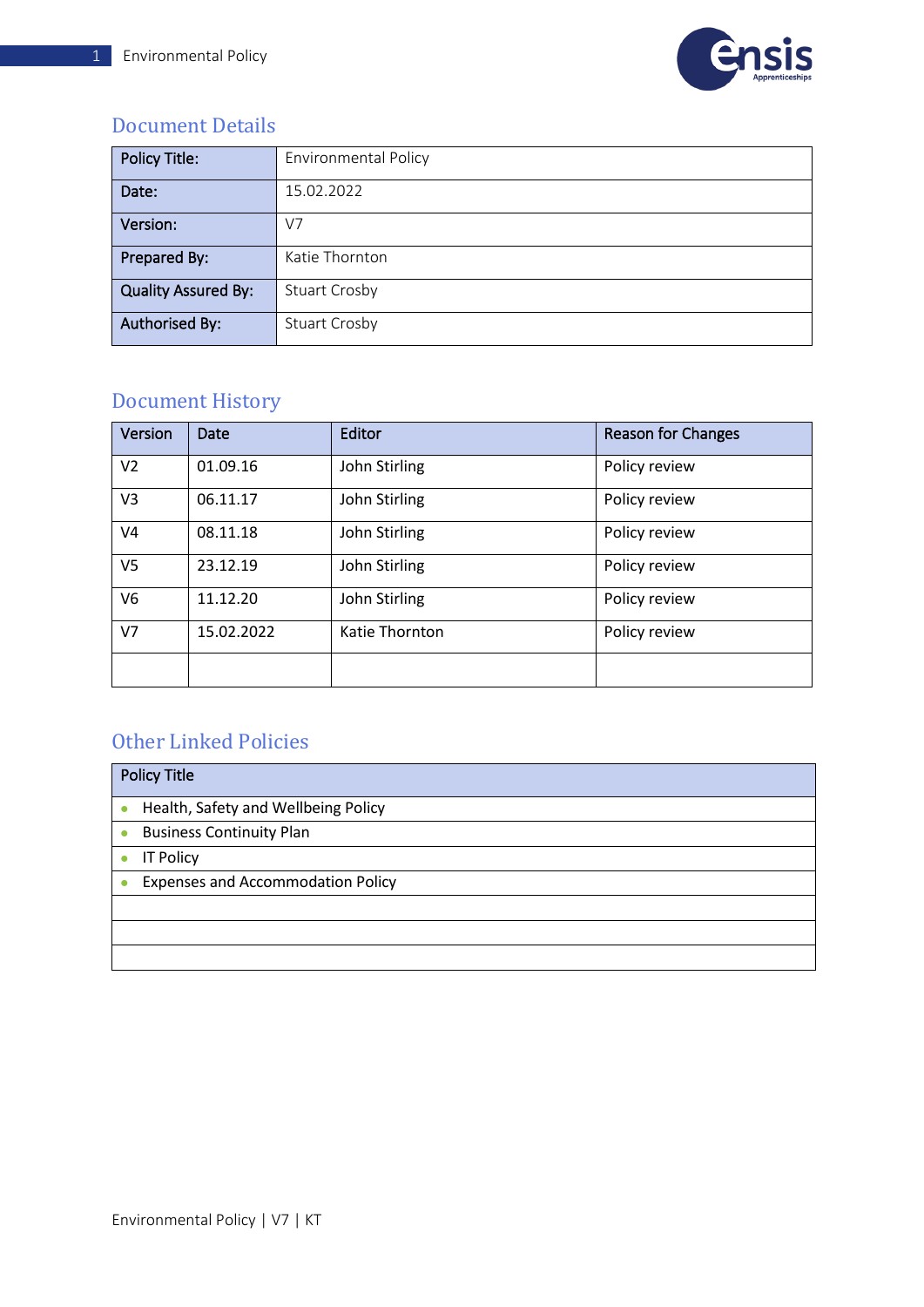## Document Details

| Policy Title: | Environmental Policy |
|---|---|
| Date: | 15.02.2022 |
| Version: | V7 |
| Prepared By: | Katie Thornton |
| Quality Assured By: | Stuart Crosby |
| Authorised By: | Stuart Crosby |

## Document History

| Version | Date | Editor | Reason for Changes |
|---|---|---|---|
| V2 | 01.09.16 | John Stirling | Policy review |
| V3 | 06.11.17 | John Stirling | Policy review |
| V4 | 08.11.18 | John Stirling | Policy review |
| V5 | 23.12.19 | John Stirling | Policy review |
| V6 | 11.12.20 | John Stirling | Policy review |
| V7 | 15.02.2022 | Katie Thornton | Policy review |
| | | | |

## Other Linked Policies

| Policy Title |
|---|
| • Health, Safety and Wellbeing Policy |
| • Business Continuity Plan |
| • IT Policy |
| • Expenses and Accommodation Policy |
| |
| |
| |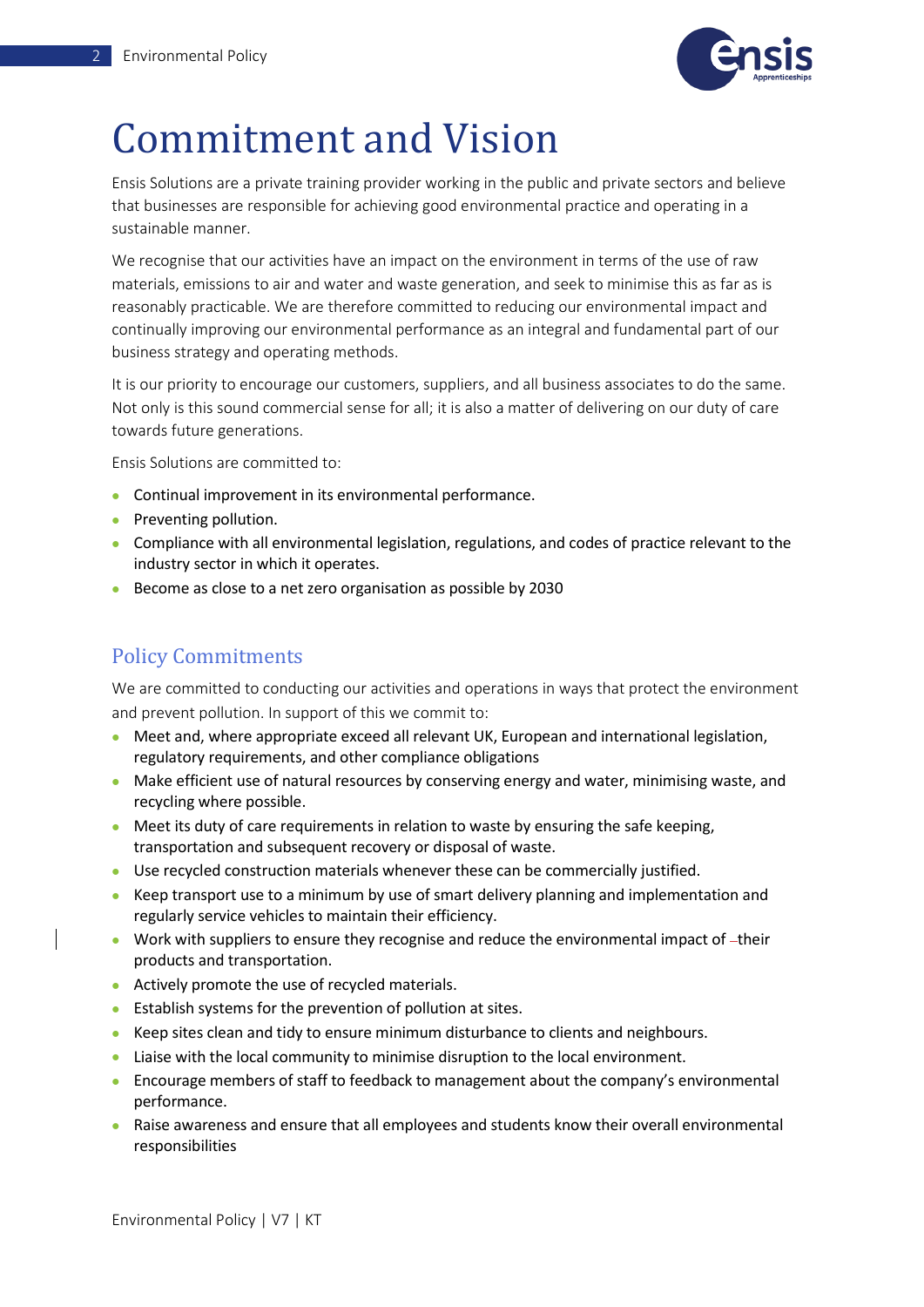# Commitment and Vision

Ensis Solutions are a private training provider working in the public and private sectors and believe that businesses are responsible for achieving good environmental practice and operating in a sustainable manner.

We recognise that our activities have an impact on the environment in terms of the use of raw materials, emissions to air and water and waste generation, and seek to minimise this as far as is reasonably practicable. We are therefore committed to reducing our environmental impact and continually improving our environmental performance as an integral and fundamental part of our business strategy and operating methods.

It is our priority to encourage our customers, suppliers, and all business associates to do the same. Not only is this sound commercial sense for all; it is also a matter of delivering on our duty of care towards future generations.

Ensis Solutions are committed to:

- Continual improvement in its environmental performance.
- Preventing pollution.
- Compliance with all environmental legislation, regulations, and codes of practice relevant to the industry sector in which it operates.
- Become as close to a net zero organisation as possible by 2030

## Policy Commitments

We are committed to conducting our activities and operations in ways that protect the environment and prevent pollution. In support of this we commit to:

- Meet and, where appropriate exceed all relevant UK, European and international legislation, regulatory requirements, and other compliance obligations
- Make efficient use of natural resources by conserving energy and water, minimising waste, and recycling where possible.
- Meet its duty of care requirements in relation to waste by ensuring the safe keeping, transportation and subsequent recovery or disposal of waste.
- Use recycled construction materials whenever these can be commercially justified.
- Keep transport use to a minimum by use of smart delivery planning and implementation and regularly service vehicles to maintain their efficiency.
- Work with suppliers to ensure they recognise and reduce the environmental impact of their products and transportation.
- Actively promote the use of recycled materials.
- Establish systems for the prevention of pollution at sites.
- Keep sites clean and tidy to ensure minimum disturbance to clients and neighbours.
- Liaise with the local community to minimise disruption to the local environment.
- Encourage members of staff to feedback to management about the company's environmental performance.
- Raise awareness and ensure that all employees and students know their overall environmental responsibilities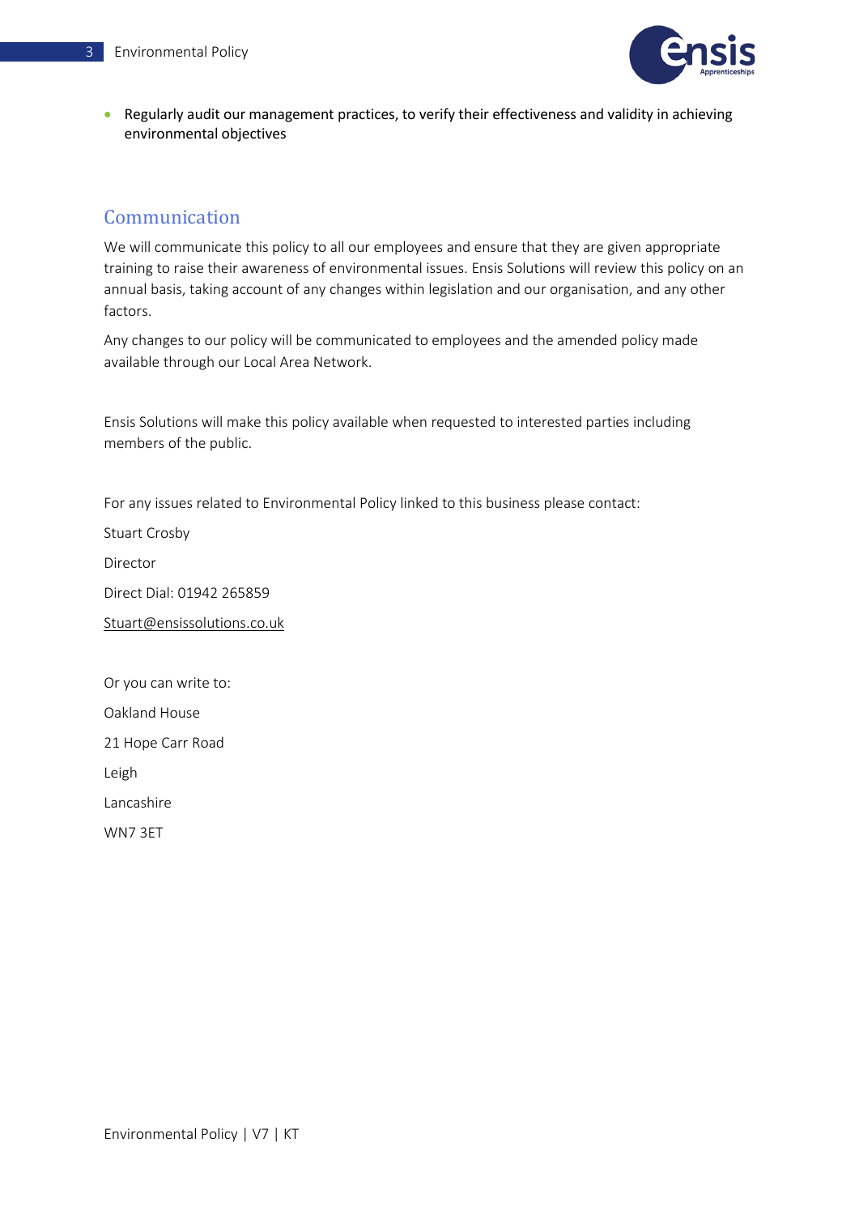- Regularly audit our management practices, to verify their effectiveness and validity in achieving environmental objectives

## Communication

We will communicate this policy to all our employees and ensure that they are given appropriate training to raise their awareness of environmental issues. Ensis Solutions will review this policy on an annual basis, taking account of any changes within legislation and our organisation, and any other factors.

Any changes to our policy will be communicated to employees and the amended policy made available through our Local Area Network.

Ensis Solutions will make this policy available when requested to interested parties including members of the public.

For any issues related to Environmental Policy linked to this business please contact:

Stuart Crosby

Director

Direct Dial: 01942 265859

Stuart@ensissolutions.co.uk

Or you can write to:

Oakland House

21 Hope Carr Road

Leigh

Lancashire

WN7 3ET